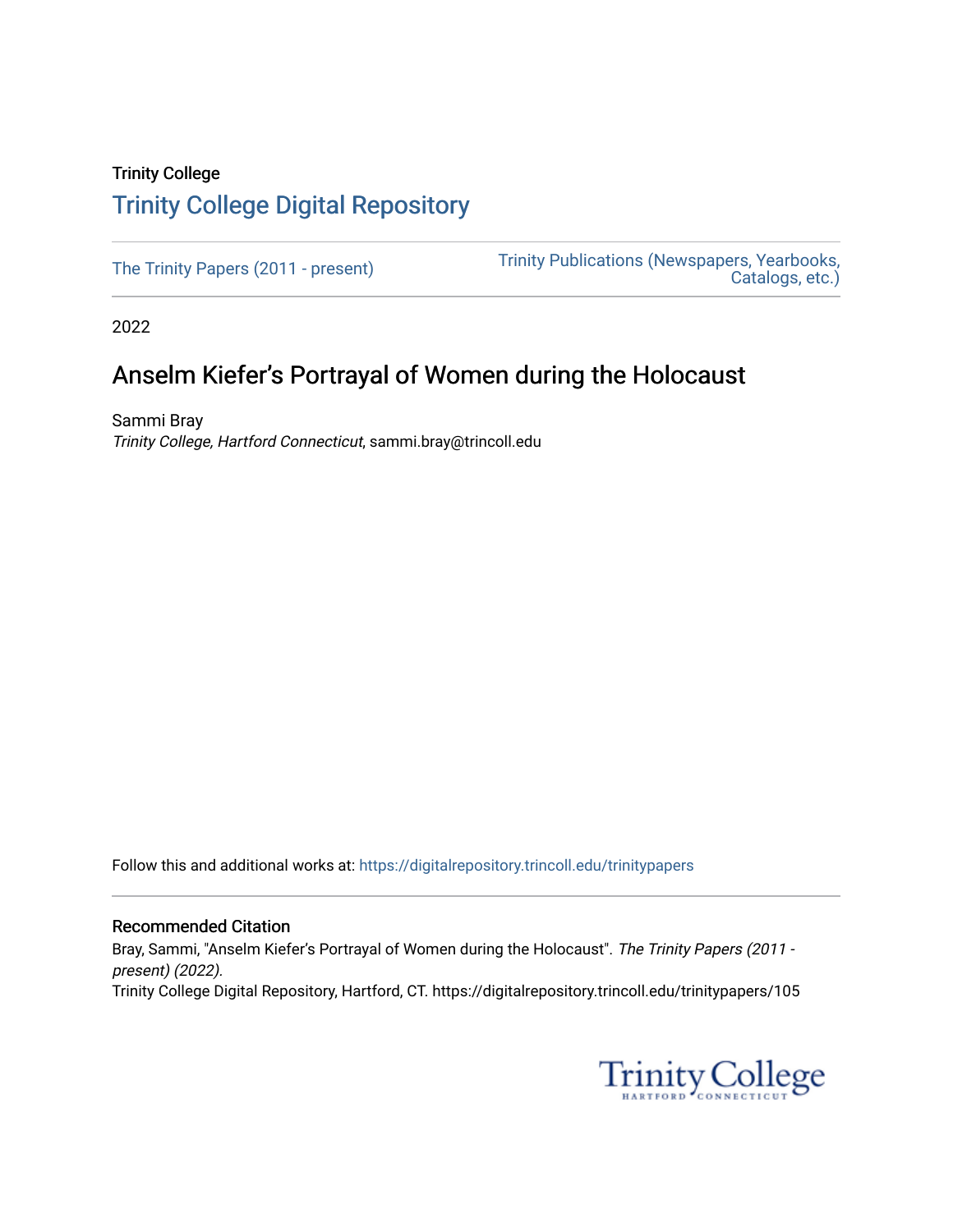Trinity College

# Trinity College Digital Repository

The Trinity Papers (2011 - present)

Trinity Publications (Newspapers, Yearbooks, Catalogs, etc.)

2022

## Anselm Kiefer's Portrayal of Women during the Holocaust

Sammi Bray
*Trinity College, Hartford Connecticut*, sammi.bray@trincoll.edu

Follow this and additional works at: https://digitalrepository.trincoll.edu/trinitypapers

### Recommended Citation

Bray, Sammi, "Anselm Kiefer's Portrayal of Women during the Holocaust". *The Trinity Papers (2011 - present) (2022).*
Trinity College Digital Repository, Hartford, CT. https://digitalrepository.trincoll.edu/trinitypapers/105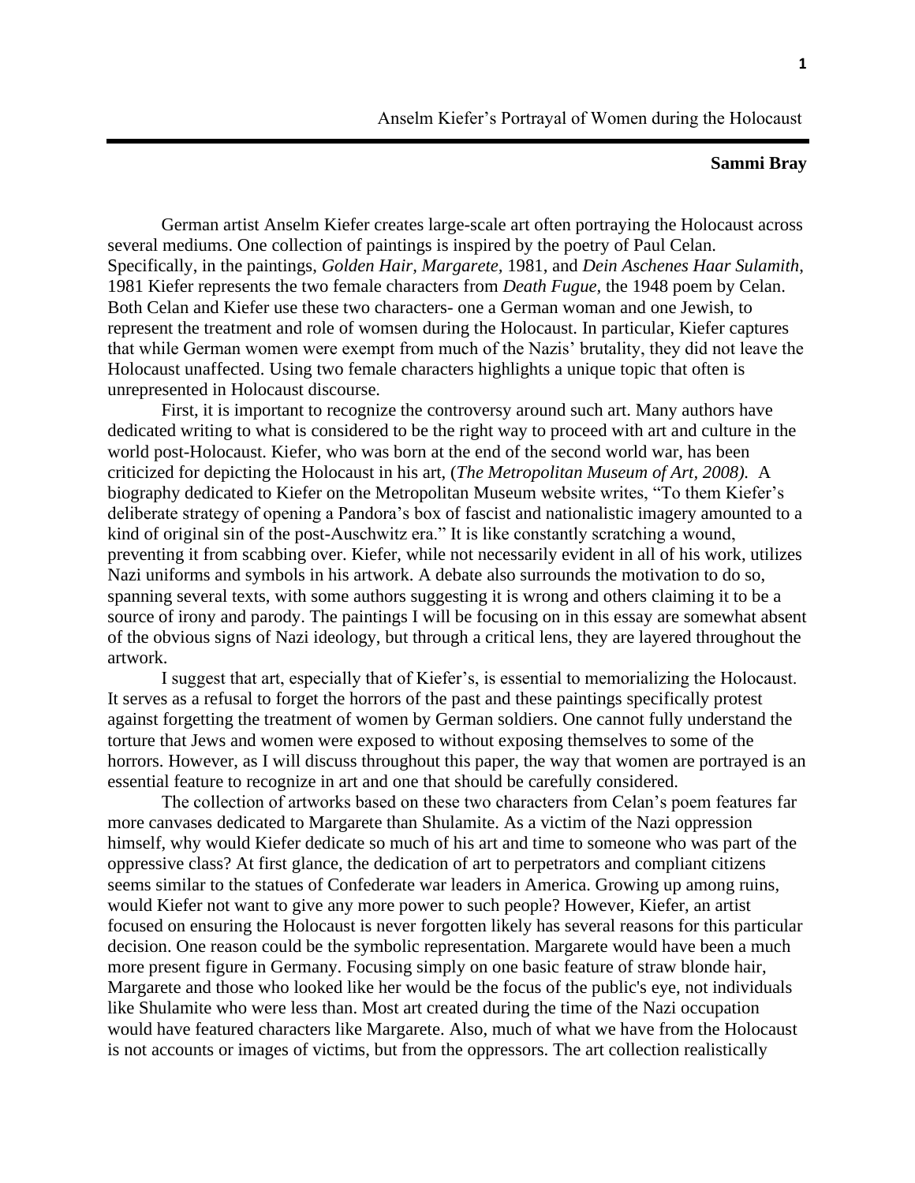Anselm Kiefer's Portrayal of Women during the Holocaust

**Sammi Bray**

German artist Anselm Kiefer creates large-scale art often portraying the Holocaust across several mediums. One collection of paintings is inspired by the poetry of Paul Celan. Specifically, in the paintings, *Golden Hair, Margarete,* 1981, and *Dein Aschenes Haar Sulamith,* 1981 Kiefer represents the two female characters from *Death Fugue,* the 1948 poem by Celan. Both Celan and Kiefer use these two characters- one a German woman and one Jewish, to represent the treatment and role of womsen during the Holocaust. In particular, Kiefer captures that while German women were exempt from much of the Nazis' brutality, they did not leave the Holocaust unaffected. Using two female characters highlights a unique topic that often is unrepresented in Holocaust discourse.

First, it is important to recognize the controversy around such art. Many authors have dedicated writing to what is considered to be the right way to proceed with art and culture in the world post-Holocaust. Kiefer, who was born at the end of the second world war, has been criticized for depicting the Holocaust in his art, (*The Metropolitan Museum of Art, 2008).* A biography dedicated to Kiefer on the Metropolitan Museum website writes, "To them Kiefer's deliberate strategy of opening a Pandora's box of fascist and nationalistic imagery amounted to a kind of original sin of the post-Auschwitz era." It is like constantly scratching a wound, preventing it from scabbing over. Kiefer, while not necessarily evident in all of his work, utilizes Nazi uniforms and symbols in his artwork. A debate also surrounds the motivation to do so, spanning several texts, with some authors suggesting it is wrong and others claiming it to be a source of irony and parody. The paintings I will be focusing on in this essay are somewhat absent of the obvious signs of Nazi ideology, but through a critical lens, they are layered throughout the artwork.

I suggest that art, especially that of Kiefer's, is essential to memorializing the Holocaust. It serves as a refusal to forget the horrors of the past and these paintings specifically protest against forgetting the treatment of women by German soldiers. One cannot fully understand the torture that Jews and women were exposed to without exposing themselves to some of the horrors. However, as I will discuss throughout this paper, the way that women are portrayed is an essential feature to recognize in art and one that should be carefully considered.

The collection of artworks based on these two characters from Celan's poem features far more canvases dedicated to Margarete than Shulamite. As a victim of the Nazi oppression himself, why would Kiefer dedicate so much of his art and time to someone who was part of the oppressive class? At first glance, the dedication of art to perpetrators and compliant citizens seems similar to the statues of Confederate war leaders in America. Growing up among ruins, would Kiefer not want to give any more power to such people? However, Kiefer, an artist focused on ensuring the Holocaust is never forgotten likely has several reasons for this particular decision. One reason could be the symbolic representation. Margarete would have been a much more present figure in Germany. Focusing simply on one basic feature of straw blonde hair, Margarete and those who looked like her would be the focus of the public's eye, not individuals like Shulamite who were less than. Most art created during the time of the Nazi occupation would have featured characters like Margarete. Also, much of what we have from the Holocaust is not accounts or images of victims, but from the oppressors. The art collection realistically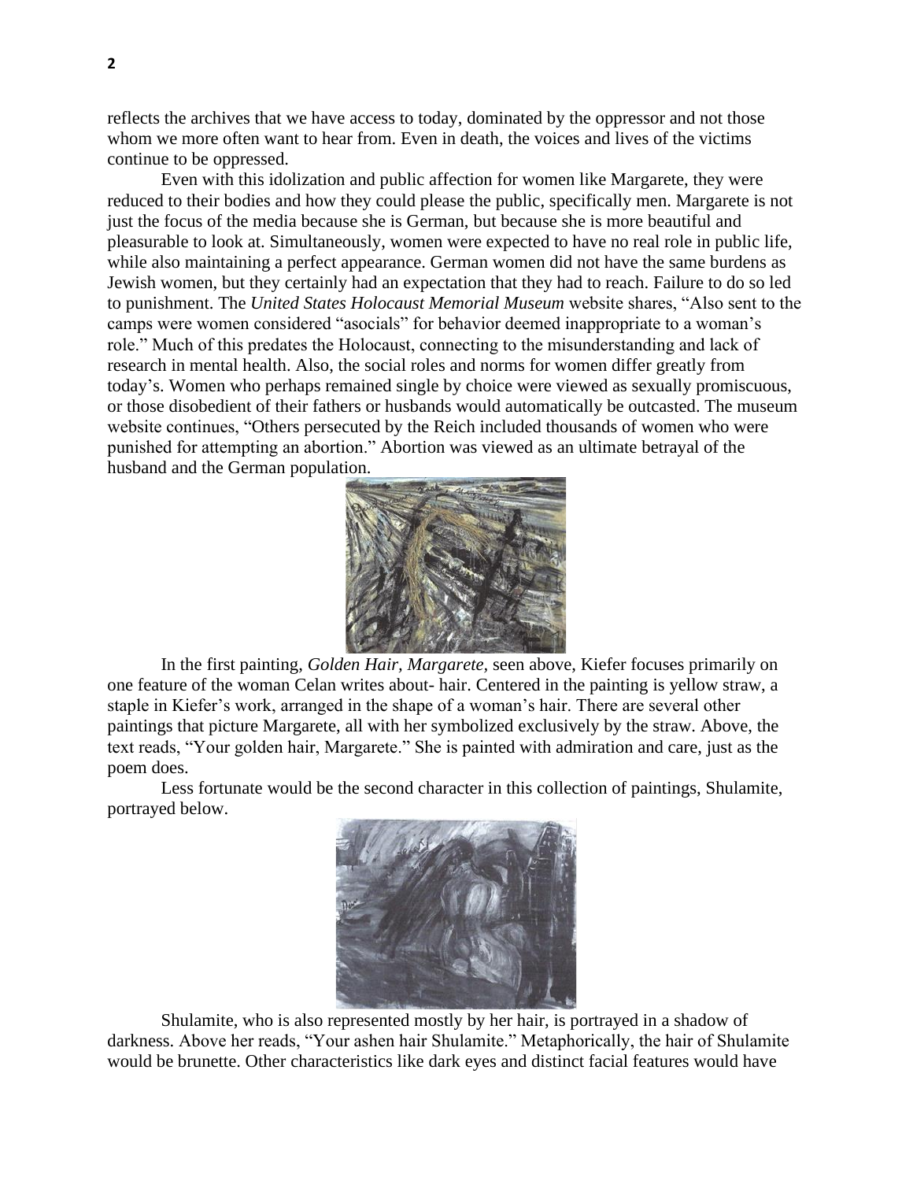reflects the archives that we have access to today, dominated by the oppressor and not those whom we more often want to hear from. Even in death, the voices and lives of the victims continue to be oppressed.

Even with this idolization and public affection for women like Margarete, they were reduced to their bodies and how they could please the public, specifically men. Margarete is not just the focus of the media because she is German, but because she is more beautiful and pleasurable to look at. Simultaneously, women were expected to have no real role in public life, while also maintaining a perfect appearance. German women did not have the same burdens as Jewish women, but they certainly had an expectation that they had to reach. Failure to do so led to punishment. The *United States Holocaust Memorial Museum* website shares, "Also sent to the camps were women considered "asocials" for behavior deemed inappropriate to a woman's role." Much of this predates the Holocaust, connecting to the misunderstanding and lack of research in mental health. Also, the social roles and norms for women differ greatly from today's. Women who perhaps remained single by choice were viewed as sexually promiscuous, or those disobedient of their fathers or husbands would automatically be outcasted. The museum website continues, "Others persecuted by the Reich included thousands of women who were punished for attempting an abortion." Abortion was viewed as an ultimate betrayal of the husband and the German population.

In the first painting, *Golden Hair, Margarete*, seen above, Kiefer focuses primarily on one feature of the woman Celan writes about- hair. Centered in the painting is yellow straw, a staple in Kiefer's work, arranged in the shape of a woman's hair. There are several other paintings that picture Margarete, all with her symbolized exclusively by the straw. Above, the text reads, "Your golden hair, Margarete." She is painted with admiration and care, just as the poem does.

Less fortunate would be the second character in this collection of paintings, Shulamite, portrayed below.

Shulamite, who is also represented mostly by her hair, is portrayed in a shadow of darkness. Above her reads, "Your ashen hair Shulamite." Metaphorically, the hair of Shulamite would be brunette. Other characteristics like dark eyes and distinct facial features would have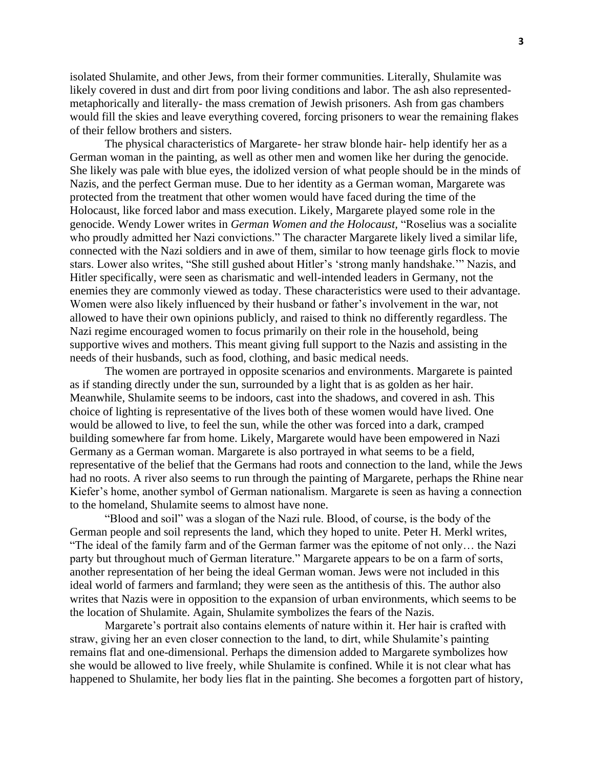isolated Shulamite, and other Jews, from their former communities. Literally, Shulamite was likely covered in dust and dirt from poor living conditions and labor. The ash also represented- metaphorically and literally- the mass cremation of Jewish prisoners. Ash from gas chambers would fill the skies and leave everything covered, forcing prisoners to wear the remaining flakes of their fellow brothers and sisters.

The physical characteristics of Margarete- her straw blonde hair- help identify her as a German woman in the painting, as well as other men and women like her during the genocide. She likely was pale with blue eyes, the idolized version of what people should be in the minds of Nazis, and the perfect German muse. Due to her identity as a German woman, Margarete was protected from the treatment that other women would have faced during the time of the Holocaust, like forced labor and mass execution. Likely, Margarete played some role in the genocide. Wendy Lower writes in *German Women and the Holocaust*, "Roselius was a socialite who proudly admitted her Nazi convictions." The character Margarete likely lived a similar life, connected with the Nazi soldiers and in awe of them, similar to how teenage girls flock to movie stars. Lower also writes, "She still gushed about Hitler's 'strong manly handshake.'" Nazis, and Hitler specifically, were seen as charismatic and well-intended leaders in Germany, not the enemies they are commonly viewed as today. These characteristics were used to their advantage. Women were also likely influenced by their husband or father's involvement in the war, not allowed to have their own opinions publicly, and raised to think no differently regardless. The Nazi regime encouraged women to focus primarily on their role in the household, being supportive wives and mothers. This meant giving full support to the Nazis and assisting in the needs of their husbands, such as food, clothing, and basic medical needs.

The women are portrayed in opposite scenarios and environments. Margarete is painted as if standing directly under the sun, surrounded by a light that is as golden as her hair. Meanwhile, Shulamite seems to be indoors, cast into the shadows, and covered in ash. This choice of lighting is representative of the lives both of these women would have lived. One would be allowed to live, to feel the sun, while the other was forced into a dark, cramped building somewhere far from home. Likely, Margarete would have been empowered in Nazi Germany as a German woman. Margarete is also portrayed in what seems to be a field, representative of the belief that the Germans had roots and connection to the land, while the Jews had no roots. A river also seems to run through the painting of Margarete, perhaps the Rhine near Kiefer's home, another symbol of German nationalism. Margarete is seen as having a connection to the homeland, Shulamite seems to almost have none.

"Blood and soil" was a slogan of the Nazi rule. Blood, of course, is the body of the German people and soil represents the land, which they hoped to unite. Peter H. Merkl writes, "The ideal of the family farm and of the German farmer was the epitome of not only… the Nazi party but throughout much of German literature." Margarete appears to be on a farm of sorts, another representation of her being the ideal German woman. Jews were not included in this ideal world of farmers and farmland; they were seen as the antithesis of this. The author also writes that Nazis were in opposition to the expansion of urban environments, which seems to be the location of Shulamite. Again, Shulamite symbolizes the fears of the Nazis.

Margarete's portrait also contains elements of nature within it. Her hair is crafted with straw, giving her an even closer connection to the land, to dirt, while Shulamite's painting remains flat and one-dimensional. Perhaps the dimension added to Margarete symbolizes how she would be allowed to live freely, while Shulamite is confined. While it is not clear what has happened to Shulamite, her body lies flat in the painting. She becomes a forgotten part of history,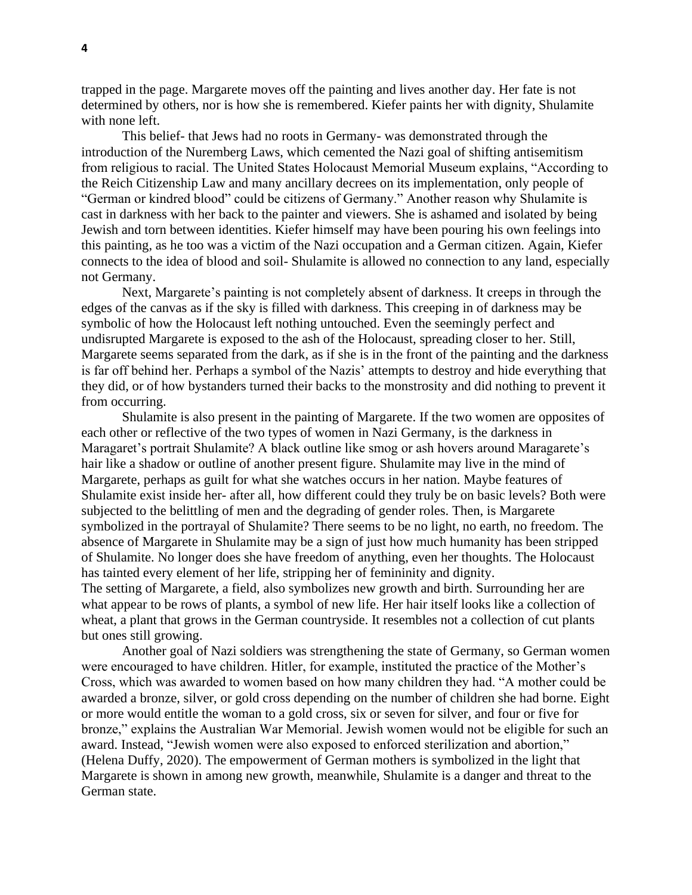trapped in the page. Margarete moves off the painting and lives another day. Her fate is not determined by others, nor is how she is remembered. Kiefer paints her with dignity, Shulamite with none left.

This belief- that Jews had no roots in Germany- was demonstrated through the introduction of the Nuremberg Laws, which cemented the Nazi goal of shifting antisemitism from religious to racial. The United States Holocaust Memorial Museum explains, "According to the Reich Citizenship Law and many ancillary decrees on its implementation, only people of "German or kindred blood" could be citizens of Germany." Another reason why Shulamite is cast in darkness with her back to the painter and viewers. She is ashamed and isolated by being Jewish and torn between identities. Kiefer himself may have been pouring his own feelings into this painting, as he too was a victim of the Nazi occupation and a German citizen. Again, Kiefer connects to the idea of blood and soil- Shulamite is allowed no connection to any land, especially not Germany.

Next, Margarete's painting is not completely absent of darkness. It creeps in through the edges of the canvas as if the sky is filled with darkness. This creeping in of darkness may be symbolic of how the Holocaust left nothing untouched. Even the seemingly perfect and undisrupted Margarete is exposed to the ash of the Holocaust, spreading closer to her. Still, Margarete seems separated from the dark, as if she is in the front of the painting and the darkness is far off behind her. Perhaps a symbol of the Nazis' attempts to destroy and hide everything that they did, or of how bystanders turned their backs to the monstrosity and did nothing to prevent it from occurring.

Shulamite is also present in the painting of Margarete. If the two women are opposites of each other or reflective of the two types of women in Nazi Germany, is the darkness in Maragaret's portrait Shulamite? A black outline like smog or ash hovers around Maragarete's hair like a shadow or outline of another present figure. Shulamite may live in the mind of Margarete, perhaps as guilt for what she watches occurs in her nation. Maybe features of Shulamite exist inside her- after all, how different could they truly be on basic levels? Both were subjected to the belittling of men and the degrading of gender roles. Then, is Margarete symbolized in the portrayal of Shulamite? There seems to be no light, no earth, no freedom. The absence of Margarete in Shulamite may be a sign of just how much humanity has been stripped of Shulamite. No longer does she have freedom of anything, even her thoughts. The Holocaust has tainted every element of her life, stripping her of femininity and dignity.

The setting of Margarete, a field, also symbolizes new growth and birth. Surrounding her are what appear to be rows of plants, a symbol of new life. Her hair itself looks like a collection of wheat, a plant that grows in the German countryside. It resembles not a collection of cut plants but ones still growing.

Another goal of Nazi soldiers was strengthening the state of Germany, so German women were encouraged to have children. Hitler, for example, instituted the practice of the Mother's Cross, which was awarded to women based on how many children they had. "A mother could be awarded a bronze, silver, or gold cross depending on the number of children she had borne. Eight or more would entitle the woman to a gold cross, six or seven for silver, and four or five for bronze," explains the Australian War Memorial. Jewish women would not be eligible for such an award. Instead, "Jewish women were also exposed to enforced sterilization and abortion," (Helena Duffy, 2020). The empowerment of German mothers is symbolized in the light that Margarete is shown in among new growth, meanwhile, Shulamite is a danger and threat to the German state.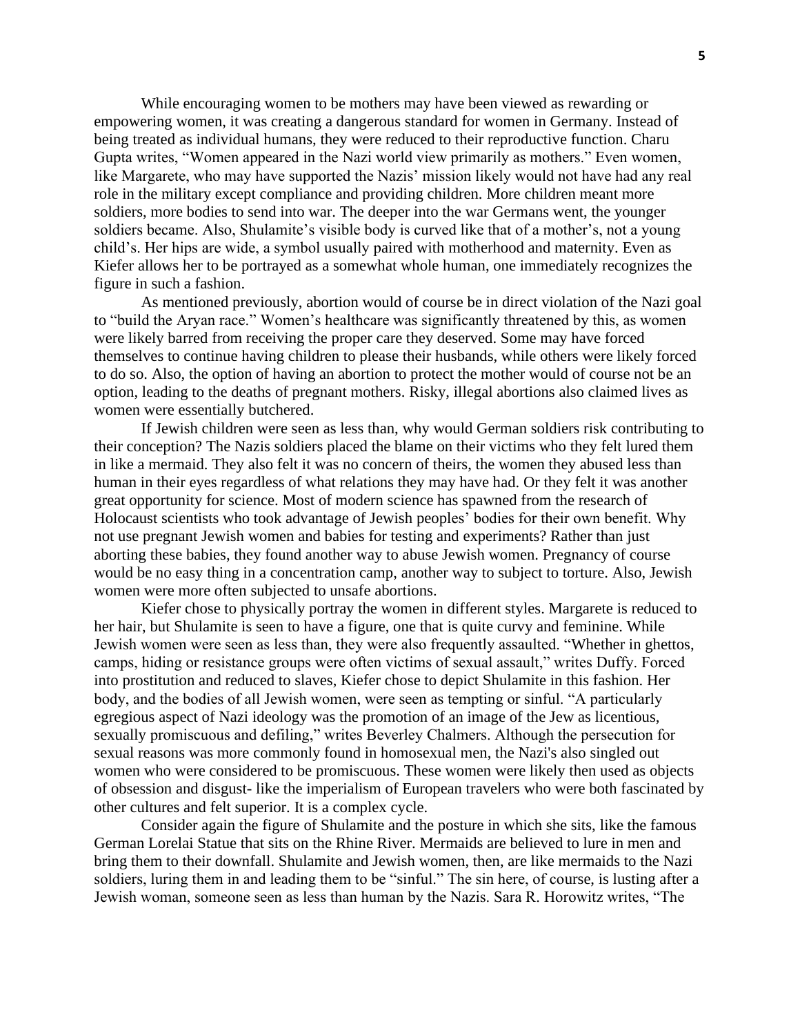While encouraging women to be mothers may have been viewed as rewarding or empowering women, it was creating a dangerous standard for women in Germany. Instead of being treated as individual humans, they were reduced to their reproductive function. Charu Gupta writes, "Women appeared in the Nazi world view primarily as mothers." Even women, like Margarete, who may have supported the Nazis' mission likely would not have had any real role in the military except compliance and providing children. More children meant more soldiers, more bodies to send into war. The deeper into the war Germans went, the younger soldiers became. Also, Shulamite's visible body is curved like that of a mother's, not a young child's. Her hips are wide, a symbol usually paired with motherhood and maternity. Even as Kiefer allows her to be portrayed as a somewhat whole human, one immediately recognizes the figure in such a fashion.

As mentioned previously, abortion would of course be in direct violation of the Nazi goal to "build the Aryan race." Women's healthcare was significantly threatened by this, as women were likely barred from receiving the proper care they deserved. Some may have forced themselves to continue having children to please their husbands, while others were likely forced to do so. Also, the option of having an abortion to protect the mother would of course not be an option, leading to the deaths of pregnant mothers. Risky, illegal abortions also claimed lives as women were essentially butchered.

If Jewish children were seen as less than, why would German soldiers risk contributing to their conception? The Nazis soldiers placed the blame on their victims who they felt lured them in like a mermaid. They also felt it was no concern of theirs, the women they abused less than human in their eyes regardless of what relations they may have had. Or they felt it was another great opportunity for science. Most of modern science has spawned from the research of Holocaust scientists who took advantage of Jewish peoples' bodies for their own benefit. Why not use pregnant Jewish women and babies for testing and experiments? Rather than just aborting these babies, they found another way to abuse Jewish women. Pregnancy of course would be no easy thing in a concentration camp, another way to subject to torture. Also, Jewish women were more often subjected to unsafe abortions.

Kiefer chose to physically portray the women in different styles. Margarete is reduced to her hair, but Shulamite is seen to have a figure, one that is quite curvy and feminine. While Jewish women were seen as less than, they were also frequently assaulted. "Whether in ghettos, camps, hiding or resistance groups were often victims of sexual assault," writes Duffy. Forced into prostitution and reduced to slaves, Kiefer chose to depict Shulamite in this fashion. Her body, and the bodies of all Jewish women, were seen as tempting or sinful. "A particularly egregious aspect of Nazi ideology was the promotion of an image of the Jew as licentious, sexually promiscuous and defiling," writes Beverley Chalmers. Although the persecution for sexual reasons was more commonly found in homosexual men, the Nazi's also singled out women who were considered to be promiscuous. These women were likely then used as objects of obsession and disgust- like the imperialism of European travelers who were both fascinated by other cultures and felt superior. It is a complex cycle.

Consider again the figure of Shulamite and the posture in which she sits, like the famous German Lorelai Statue that sits on the Rhine River. Mermaids are believed to lure in men and bring them to their downfall. Shulamite and Jewish women, then, are like mermaids to the Nazi soldiers, luring them in and leading them to be "sinful." The sin here, of course, is lusting after a Jewish woman, someone seen as less than human by the Nazis. Sara R. Horowitz writes, "The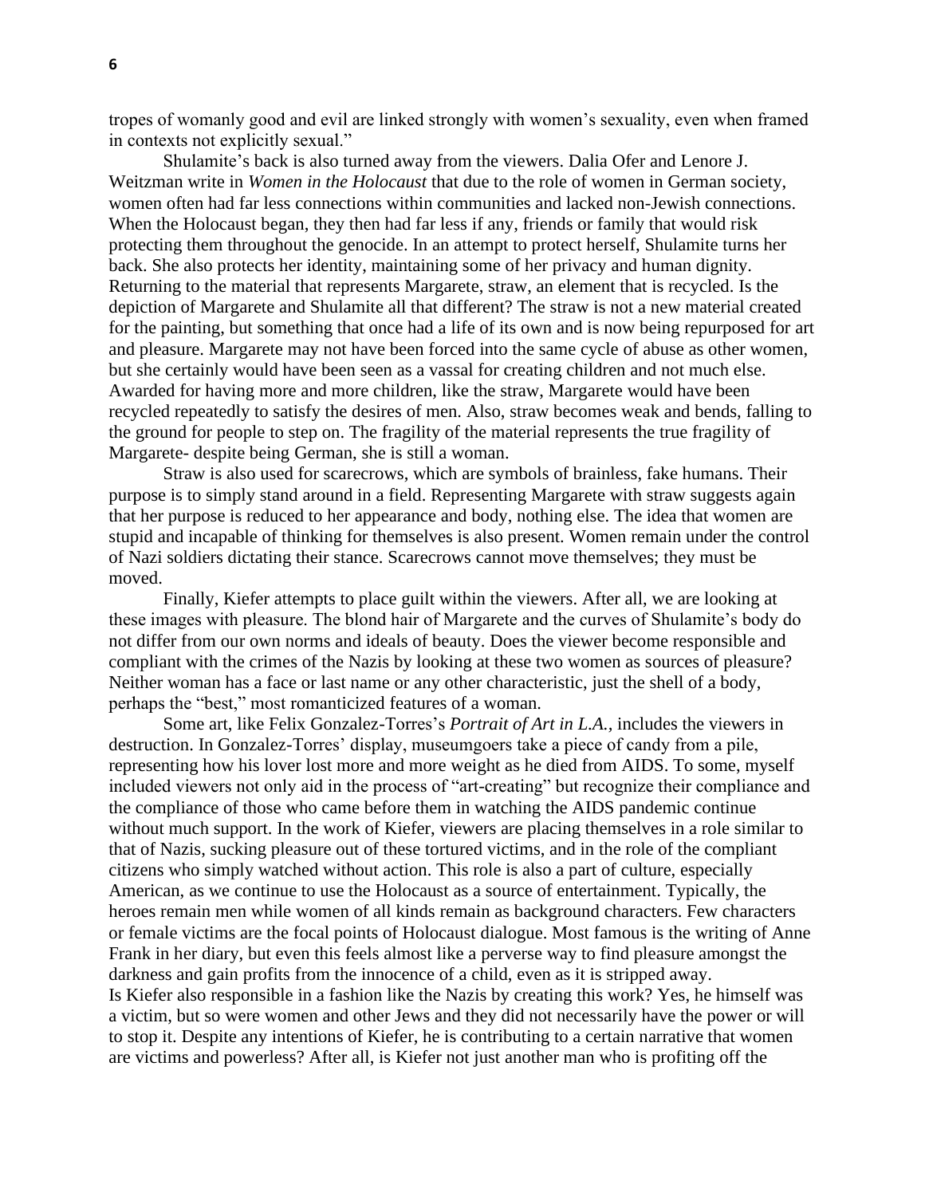tropes of womanly good and evil are linked strongly with women's sexuality, even when framed in contexts not explicitly sexual."

Shulamite's back is also turned away from the viewers. Dalia Ofer and Lenore J. Weitzman write in *Women in the Holocaust* that due to the role of women in German society, women often had far less connections within communities and lacked non-Jewish connections. When the Holocaust began, they then had far less if any, friends or family that would risk protecting them throughout the genocide. In an attempt to protect herself, Shulamite turns her back. She also protects her identity, maintaining some of her privacy and human dignity. Returning to the material that represents Margarete, straw, an element that is recycled. Is the depiction of Margarete and Shulamite all that different? The straw is not a new material created for the painting, but something that once had a life of its own and is now being repurposed for art and pleasure. Margarete may not have been forced into the same cycle of abuse as other women, but she certainly would have been seen as a vassal for creating children and not much else. Awarded for having more and more children, like the straw, Margarete would have been recycled repeatedly to satisfy the desires of men. Also, straw becomes weak and bends, falling to the ground for people to step on. The fragility of the material represents the true fragility of Margarete- despite being German, she is still a woman.

Straw is also used for scarecrows, which are symbols of brainless, fake humans. Their purpose is to simply stand around in a field. Representing Margarete with straw suggests again that her purpose is reduced to her appearance and body, nothing else. The idea that women are stupid and incapable of thinking for themselves is also present. Women remain under the control of Nazi soldiers dictating their stance. Scarecrows cannot move themselves; they must be moved.

Finally, Kiefer attempts to place guilt within the viewers. After all, we are looking at these images with pleasure. The blond hair of Margarete and the curves of Shulamite's body do not differ from our own norms and ideals of beauty. Does the viewer become responsible and compliant with the crimes of the Nazis by looking at these two women as sources of pleasure? Neither woman has a face or last name or any other characteristic, just the shell of a body, perhaps the "best," most romanticized features of a woman.

Some art, like Felix Gonzalez-Torres's *Portrait of Art in L.A.,* includes the viewers in destruction. In Gonzalez-Torres' display, museumgoers take a piece of candy from a pile, representing how his lover lost more and more weight as he died from AIDS. To some, myself included viewers not only aid in the process of "art-creating" but recognize their compliance and the compliance of those who came before them in watching the AIDS pandemic continue without much support. In the work of Kiefer, viewers are placing themselves in a role similar to that of Nazis, sucking pleasure out of these tortured victims, and in the role of the compliant citizens who simply watched without action. This role is also a part of culture, especially American, as we continue to use the Holocaust as a source of entertainment. Typically, the heroes remain men while women of all kinds remain as background characters. Few characters or female victims are the focal points of Holocaust dialogue. Most famous is the writing of Anne Frank in her diary, but even this feels almost like a perverse way to find pleasure amongst the darkness and gain profits from the innocence of a child, even as it is stripped away.

Is Kiefer also responsible in a fashion like the Nazis by creating this work? Yes, he himself was a victim, but so were women and other Jews and they did not necessarily have the power or will to stop it. Despite any intentions of Kiefer, he is contributing to a certain narrative that women are victims and powerless? After all, is Kiefer not just another man who is profiting off the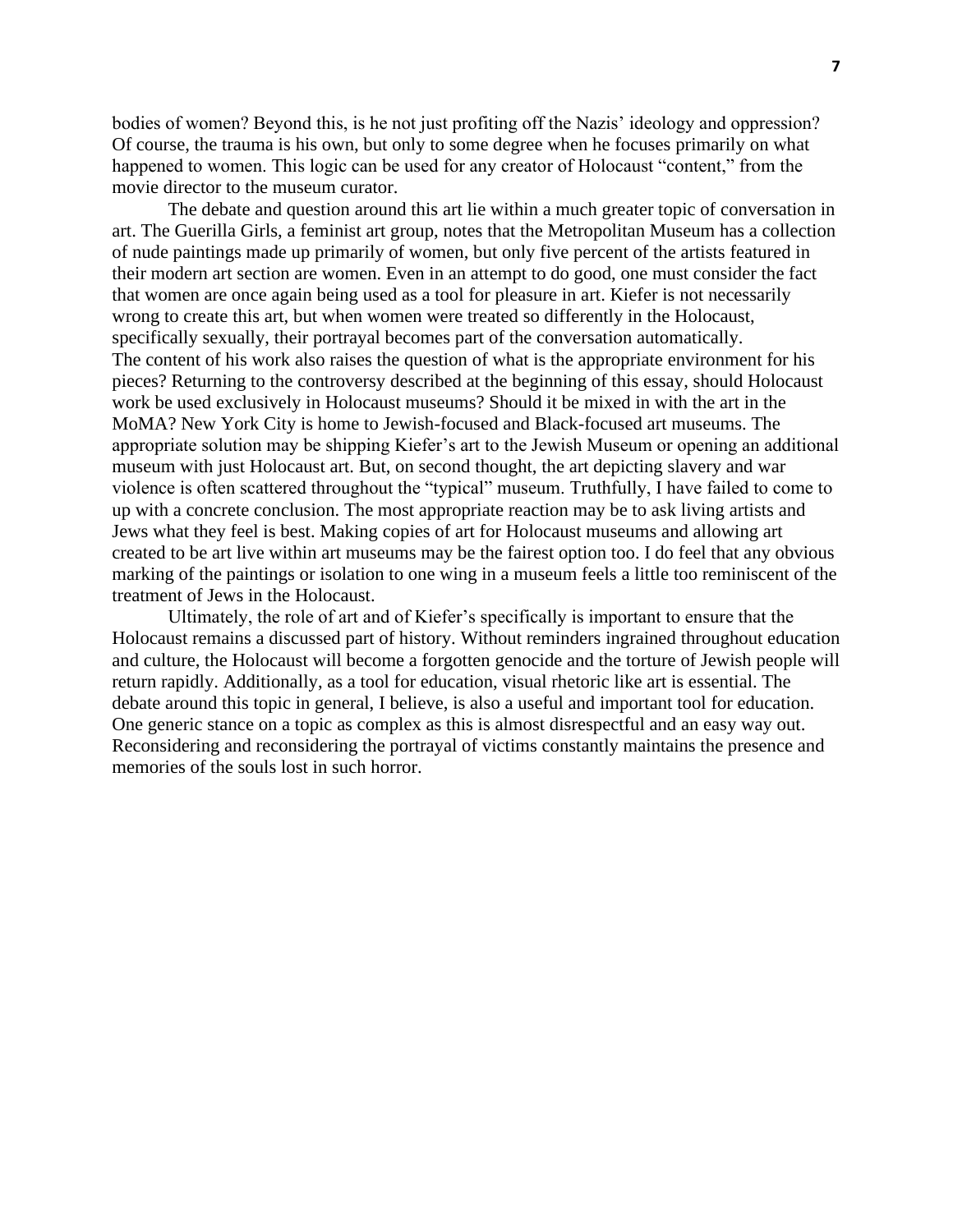bodies of women? Beyond this, is he not just profiting off the Nazis' ideology and oppression? Of course, the trauma is his own, but only to some degree when he focuses primarily on what happened to women. This logic can be used for any creator of Holocaust "content," from the movie director to the museum curator.

The debate and question around this art lie within a much greater topic of conversation in art. The Guerilla Girls, a feminist art group, notes that the Metropolitan Museum has a collection of nude paintings made up primarily of women, but only five percent of the artists featured in their modern art section are women. Even in an attempt to do good, one must consider the fact that women are once again being used as a tool for pleasure in art. Kiefer is not necessarily wrong to create this art, but when women were treated so differently in the Holocaust, specifically sexually, their portrayal becomes part of the conversation automatically.

The content of his work also raises the question of what is the appropriate environment for his pieces? Returning to the controversy described at the beginning of this essay, should Holocaust work be used exclusively in Holocaust museums? Should it be mixed in with the art in the MoMA? New York City is home to Jewish-focused and Black-focused art museums. The appropriate solution may be shipping Kiefer's art to the Jewish Museum or opening an additional museum with just Holocaust art. But, on second thought, the art depicting slavery and war violence is often scattered throughout the "typical" museum. Truthfully, I have failed to come to up with a concrete conclusion. The most appropriate reaction may be to ask living artists and Jews what they feel is best. Making copies of art for Holocaust museums and allowing art created to be art live within art museums may be the fairest option too. I do feel that any obvious marking of the paintings or isolation to one wing in a museum feels a little too reminiscent of the treatment of Jews in the Holocaust.

Ultimately, the role of art and of Kiefer's specifically is important to ensure that the Holocaust remains a discussed part of history. Without reminders ingrained throughout education and culture, the Holocaust will become a forgotten genocide and the torture of Jewish people will return rapidly. Additionally, as a tool for education, visual rhetoric like art is essential. The debate around this topic in general, I believe, is also a useful and important tool for education. One generic stance on a topic as complex as this is almost disrespectful and an easy way out. Reconsidering and reconsidering the portrayal of victims constantly maintains the presence and memories of the souls lost in such horror.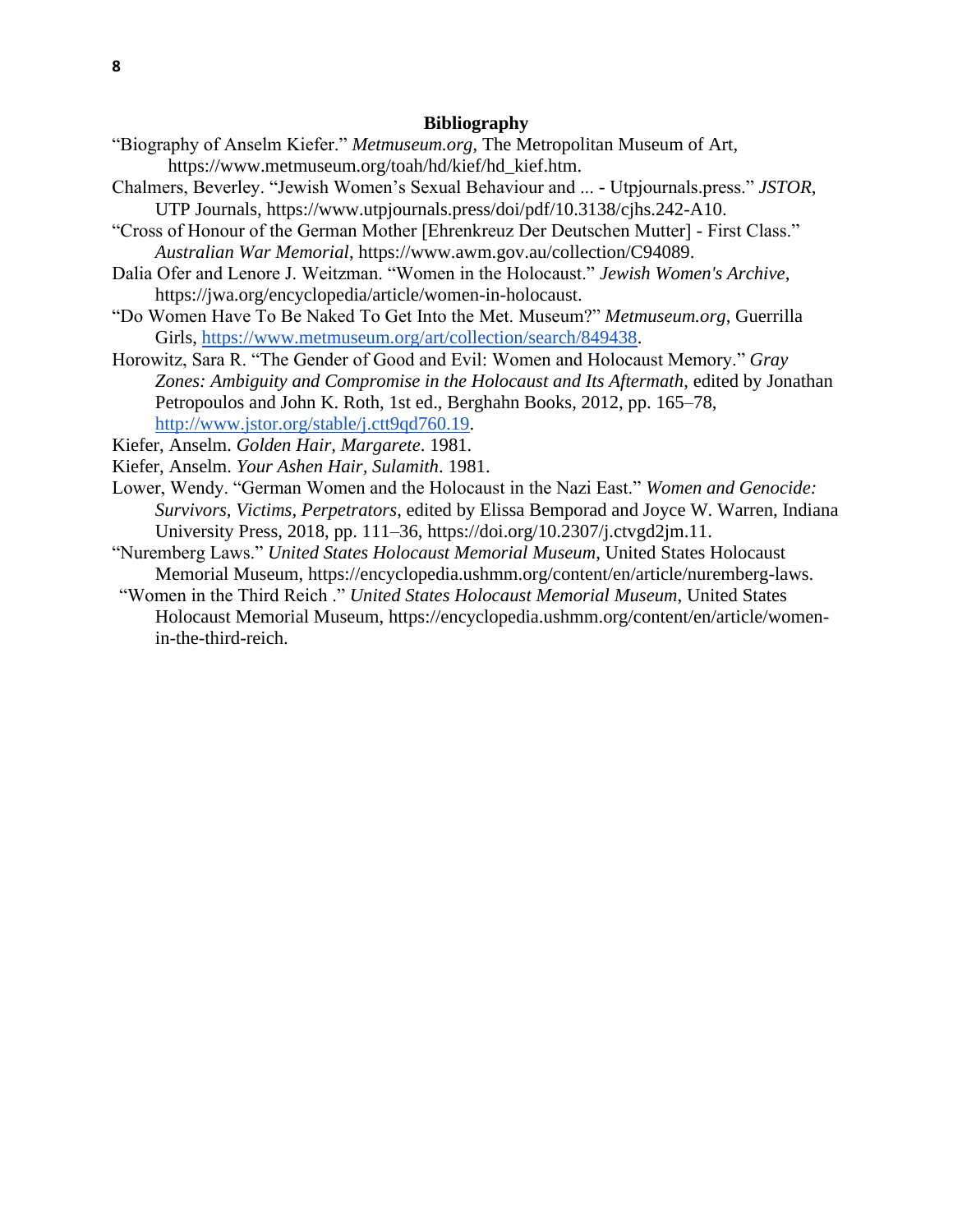## Bibliography

"Biography of Anselm Kiefer." *Metmuseum.org*, The Metropolitan Museum of Art, https://www.metmuseum.org/toah/hd/kief/hd_kief.htm.

Chalmers, Beverley. "Jewish Women's Sexual Behaviour and ... - Utpjournals.press." *JSTOR*, UTP Journals, https://www.utpjournals.press/doi/pdf/10.3138/cjhs.242-A10.

"Cross of Honour of the German Mother [Ehrenkreuz Der Deutschen Mutter] - First Class." *Australian War Memorial*, https://www.awm.gov.au/collection/C94089.

Dalia Ofer and Lenore J. Weitzman. "Women in the Holocaust." *Jewish Women's Archive*, https://jwa.org/encyclopedia/article/women-in-holocaust.

"Do Women Have To Be Naked To Get Into the Met. Museum?" *Metmuseum.org*, Guerrilla Girls, https://www.metmuseum.org/art/collection/search/849438.

Horowitz, Sara R. "The Gender of Good and Evil: Women and Holocaust Memory." *Gray Zones: Ambiguity and Compromise in the Holocaust and Its Aftermath*, edited by Jonathan Petropoulos and John K. Roth, 1st ed., Berghahn Books, 2012, pp. 165–78, http://www.jstor.org/stable/j.ctt9qd760.19.

Kiefer, Anselm. *Golden Hair, Margarete*. 1981.

Kiefer, Anselm. *Your Ashen Hair, Sulamith*. 1981.

Lower, Wendy. "German Women and the Holocaust in the Nazi East." *Women and Genocide: Survivors, Victims, Perpetrators*, edited by Elissa Bemporad and Joyce W. Warren, Indiana University Press, 2018, pp. 111–36, https://doi.org/10.2307/j.ctvgd2jm.11.

"Nuremberg Laws." *United States Holocaust Memorial Museum*, United States Holocaust Memorial Museum, https://encyclopedia.ushmm.org/content/en/article/nuremberg-laws.

"Women in the Third Reich ." *United States Holocaust Memorial Museum*, United States Holocaust Memorial Museum, https://encyclopedia.ushmm.org/content/en/article/women-in-the-third-reich.